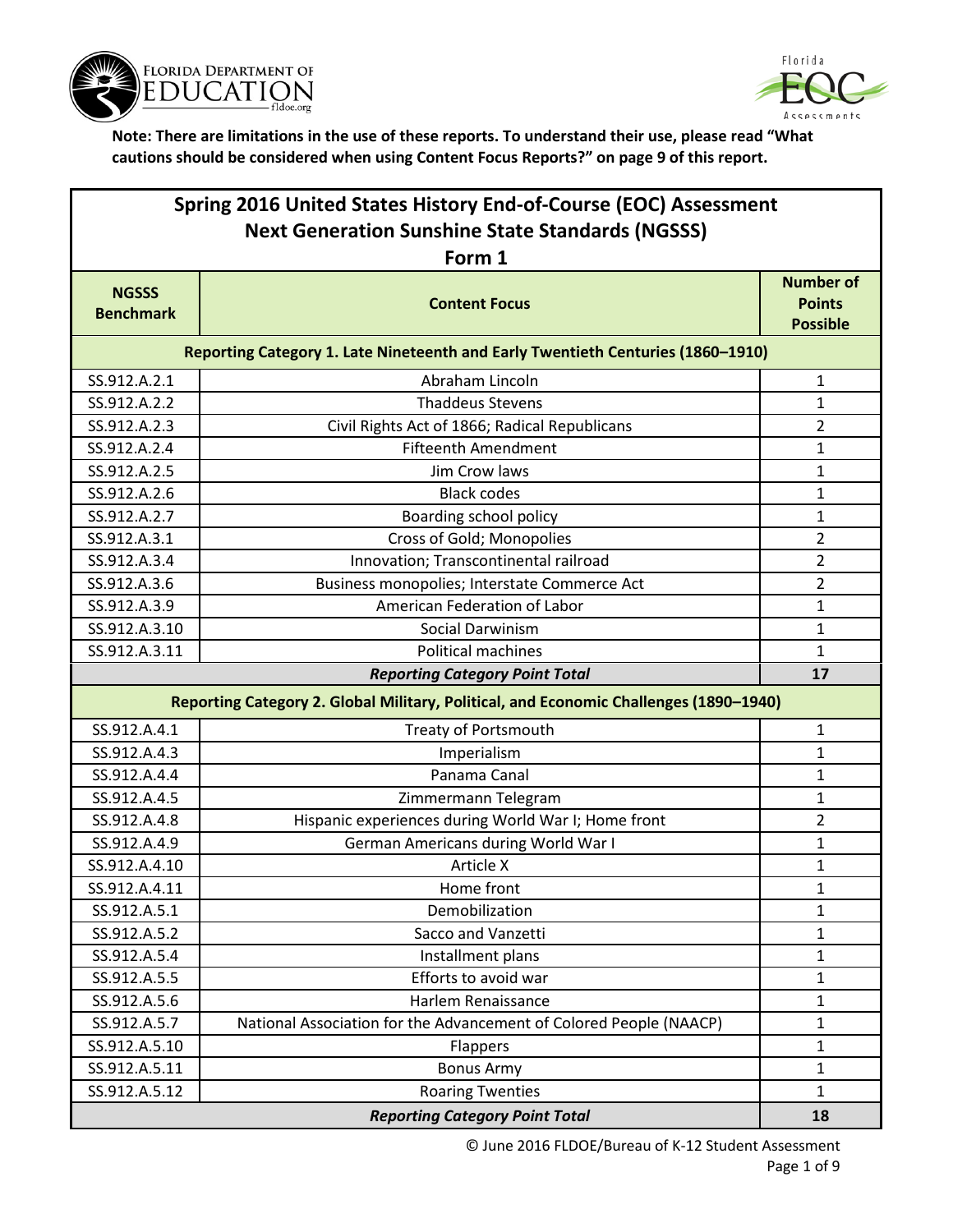**Note: There are limitations in the use of these reports. To understand their use, please read "What cautions should be considered when using Content Focus Reports?" on page 9 of this report.**

## Spring 2016 United States History End-of-Course (EOC) Assessment Next Generation Sunshine State Standards (NGSSS) Form 1

| NGSSS Benchmark | Content Focus | Number of Points Possible |
|---|---|---|
| **Reporting Category 1. Late Nineteenth and Early Twentieth Centuries (1860–1910)** | | |
| SS.912.A.2.1 | Abraham Lincoln | 1 |
| SS.912.A.2.2 | Thaddeus Stevens | 1 |
| SS.912.A.2.3 | Civil Rights Act of 1866; Radical Republicans | 2 |
| SS.912.A.2.4 | Fifteenth Amendment | 1 |
| SS.912.A.2.5 | Jim Crow laws | 1 |
| SS.912.A.2.6 | Black codes | 1 |
| SS.912.A.2.7 | Boarding school policy | 1 |
| SS.912.A.3.1 | Cross of Gold; Monopolies | 2 |
| SS.912.A.3.4 | Innovation; Transcontinental railroad | 2 |
| SS.912.A.3.6 | Business monopolies; Interstate Commerce Act | 2 |
| SS.912.A.3.9 | American Federation of Labor | 1 |
| SS.912.A.3.10 | Social Darwinism | 1 |
| SS.912.A.3.11 | Political machines | 1 |
| ***Reporting Category Point Total*** | | **17** |
| **Reporting Category 2. Global Military, Political, and Economic Challenges (1890–1940)** | | |
| SS.912.A.4.1 | Treaty of Portsmouth | 1 |
| SS.912.A.4.3 | Imperialism | 1 |
| SS.912.A.4.4 | Panama Canal | 1 |
| SS.912.A.4.5 | Zimmermann Telegram | 1 |
| SS.912.A.4.8 | Hispanic experiences during World War I; Home front | 2 |
| SS.912.A.4.9 | German Americans during World War I | 1 |
| SS.912.A.4.10 | Article X | 1 |
| SS.912.A.4.11 | Home front | 1 |
| SS.912.A.5.1 | Demobilization | 1 |
| SS.912.A.5.2 | Sacco and Vanzetti | 1 |
| SS.912.A.5.4 | Installment plans | 1 |
| SS.912.A.5.5 | Efforts to avoid war | 1 |
| SS.912.A.5.6 | Harlem Renaissance | 1 |
| SS.912.A.5.7 | National Association for the Advancement of Colored People (NAACP) | 1 |
| SS.912.A.5.10 | Flappers | 1 |
| SS.912.A.5.11 | Bonus Army | 1 |
| SS.912.A.5.12 | Roaring Twenties | 1 |
| ***Reporting Category Point Total*** | | **18** |

© June 2016 FLDOE/Bureau of K-12 Student Assessment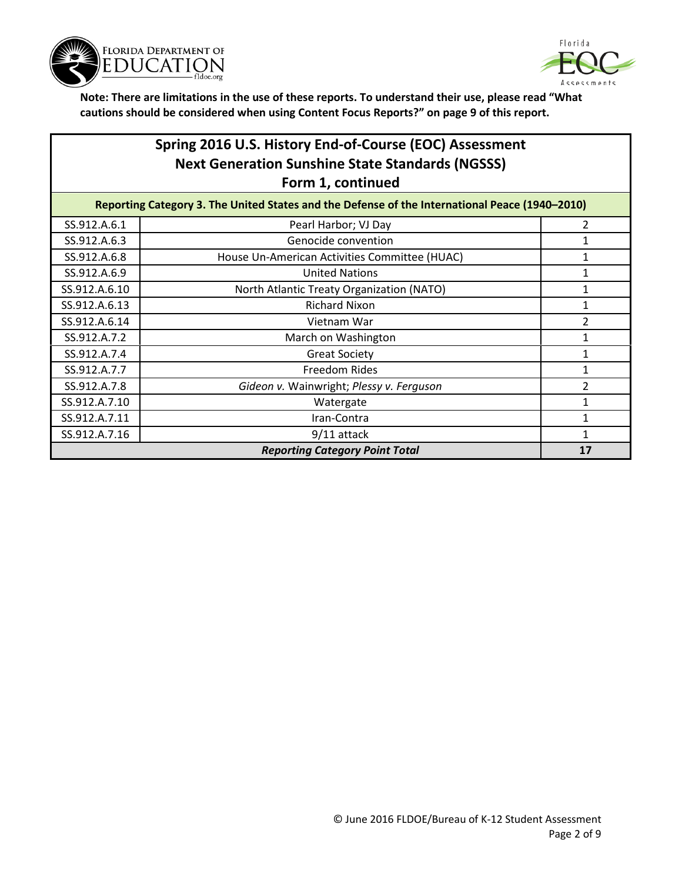**Note: There are limitations in the use of these reports. To understand their use, please read "What cautions should be considered when using Content Focus Reports?" on page 9 of this report.**

## Spring 2016 U.S. History End-of-Course (EOC) Assessment Next Generation Sunshine State Standards (NGSSS) Form 1, continued

| Reporting Category 3. The United States and the Defense of the International Peace (1940–2010) | | |
|---|---|---|
| SS.912.A.6.1 | Pearl Harbor; VJ Day | 2 |
| SS.912.A.6.3 | Genocide convention | 1 |
| SS.912.A.6.8 | House Un-American Activities Committee (HUAC) | 1 |
| SS.912.A.6.9 | United Nations | 1 |
| SS.912.A.6.10 | North Atlantic Treaty Organization (NATO) | 1 |
| SS.912.A.6.13 | Richard Nixon | 1 |
| SS.912.A.6.14 | Vietnam War | 2 |
| SS.912.A.7.2 | March on Washington | 1 |
| SS.912.A.7.4 | Great Society | 1 |
| SS.912.A.7.7 | Freedom Rides | 1 |
| SS.912.A.7.8 | *Gideon v.* Wainwright; *Plessy v. Ferguson* | 2 |
| SS.912.A.7.10 | Watergate | 1 |
| SS.912.A.7.11 | Iran-Contra | 1 |
| SS.912.A.7.16 | 9/11 attack | 1 |
| ***Reporting Category Point Total*** | | **17** |

© June 2016 FLDOE/Bureau of K-12 Student Assessment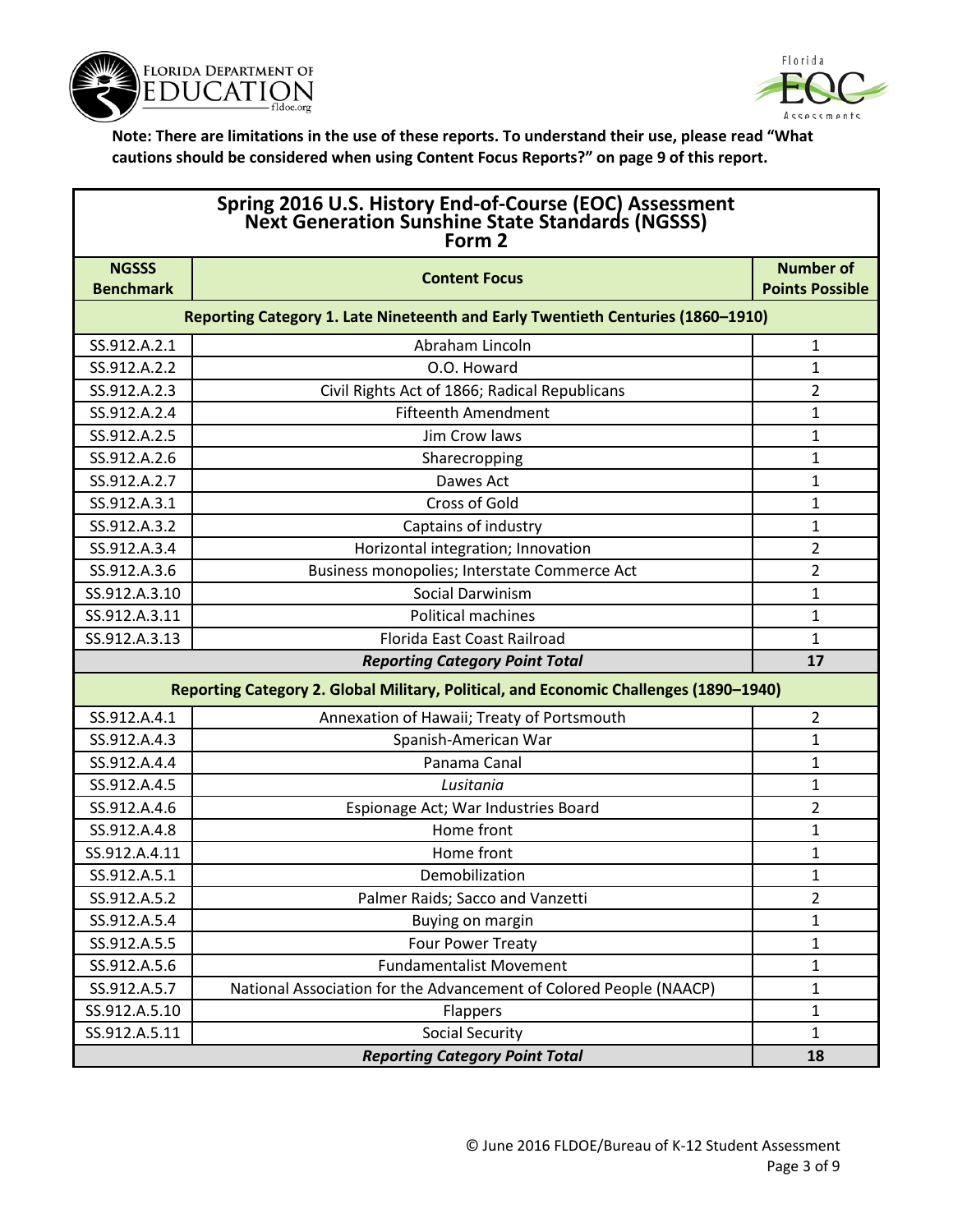**Note: There are limitations in the use of these reports. To understand their use, please read "What cautions should be considered when using Content Focus Reports?" on page 9 of this report.**

## Spring 2016 U.S. History End-of-Course (EOC) Assessment Next Generation Sunshine State Standards (NGSSS) Form 2

| NGSSS Benchmark | Content Focus | Number of Points Possible |
|---|---|---|
| **Reporting Category 1. Late Nineteenth and Early Twentieth Centuries (1860–1910)** | | |
| SS.912.A.2.1 | Abraham Lincoln | 1 |
| SS.912.A.2.2 | O.O. Howard | 1 |
| SS.912.A.2.3 | Civil Rights Act of 1866; Radical Republicans | 2 |
| SS.912.A.2.4 | Fifteenth Amendment | 1 |
| SS.912.A.2.5 | Jim Crow laws | 1 |
| SS.912.A.2.6 | Sharecropping | 1 |
| SS.912.A.2.7 | Dawes Act | 1 |
| SS.912.A.3.1 | Cross of Gold | 1 |
| SS.912.A.3.2 | Captains of industry | 1 |
| SS.912.A.3.4 | Horizontal integration; Innovation | 2 |
| SS.912.A.3.6 | Business monopolies; Interstate Commerce Act | 2 |
| SS.912.A.3.10 | Social Darwinism | 1 |
| SS.912.A.3.11 | Political machines | 1 |
| SS.912.A.3.13 | Florida East Coast Railroad | 1 |
| ***Reporting Category Point Total*** | | **17** |
| **Reporting Category 2. Global Military, Political, and Economic Challenges (1890–1940)** | | |
| SS.912.A.4.1 | Annexation of Hawaii; Treaty of Portsmouth | 2 |
| SS.912.A.4.3 | Spanish-American War | 1 |
| SS.912.A.4.4 | Panama Canal | 1 |
| SS.912.A.4.5 | *Lusitania* | 1 |
| SS.912.A.4.6 | Espionage Act; War Industries Board | 2 |
| SS.912.A.4.8 | Home front | 1 |
| SS.912.A.4.11 | Home front | 1 |
| SS.912.A.5.1 | Demobilization | 1 |
| SS.912.A.5.2 | Palmer Raids; Sacco and Vanzetti | 2 |
| SS.912.A.5.4 | Buying on margin | 1 |
| SS.912.A.5.5 | Four Power Treaty | 1 |
| SS.912.A.5.6 | Fundamentalist Movement | 1 |
| SS.912.A.5.7 | National Association for the Advancement of Colored People (NAACP) | 1 |
| SS.912.A.5.10 | Flappers | 1 |
| SS.912.A.5.11 | Social Security | 1 |
| ***Reporting Category Point Total*** | | **18** |

© June 2016 FLDOE/Bureau of K-12 Student Assessment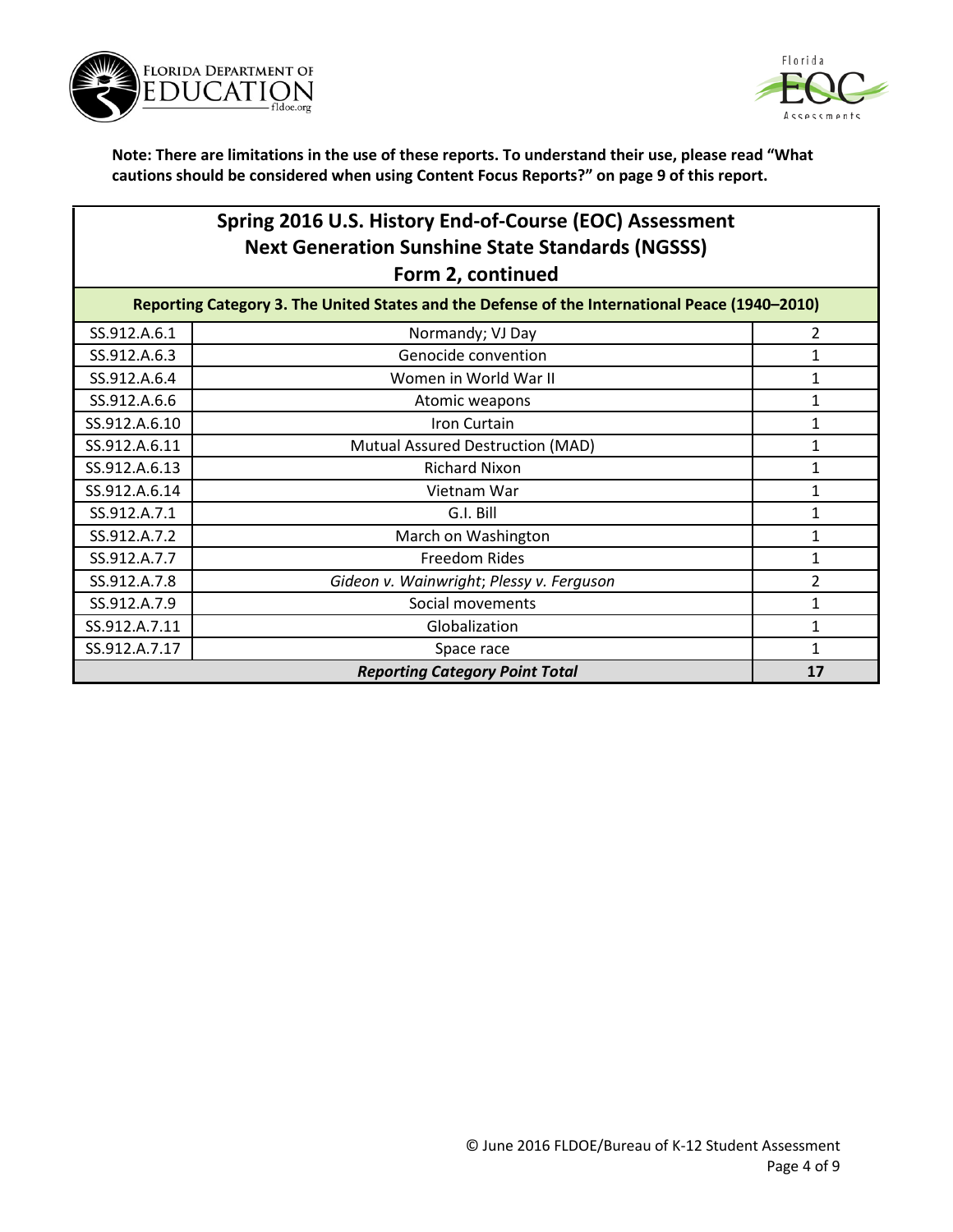**Note: There are limitations in the use of these reports. To understand their use, please read "What cautions should be considered when using Content Focus Reports?" on page 9 of this report.**

## Spring 2016 U.S. History End-of-Course (EOC) Assessment Next Generation Sunshine State Standards (NGSSS) Form 2, continued

| Reporting Category 3. The United States and the Defense of the International Peace (1940–2010) | | |
|---|---|---|
| SS.912.A.6.1 | Normandy; VJ Day | 2 |
| SS.912.A.6.3 | Genocide convention | 1 |
| SS.912.A.6.4 | Women in World War II | 1 |
| SS.912.A.6.6 | Atomic weapons | 1 |
| SS.912.A.6.10 | Iron Curtain | 1 |
| SS.912.A.6.11 | Mutual Assured Destruction (MAD) | 1 |
| SS.912.A.6.13 | Richard Nixon | 1 |
| SS.912.A.6.14 | Vietnam War | 1 |
| SS.912.A.7.1 | G.I. Bill | 1 |
| SS.912.A.7.2 | March on Washington | 1 |
| SS.912.A.7.7 | Freedom Rides | 1 |
| SS.912.A.7.8 | *Gideon v. Wainwright*; *Plessy v. Ferguson* | 2 |
| SS.912.A.7.9 | Social movements | 1 |
| SS.912.A.7.11 | Globalization | 1 |
| SS.912.A.7.17 | Space race | 1 |
| ***Reporting Category Point Total*** | | **17** |

© June 2016 FLDOE/Bureau of K-12 Student Assessment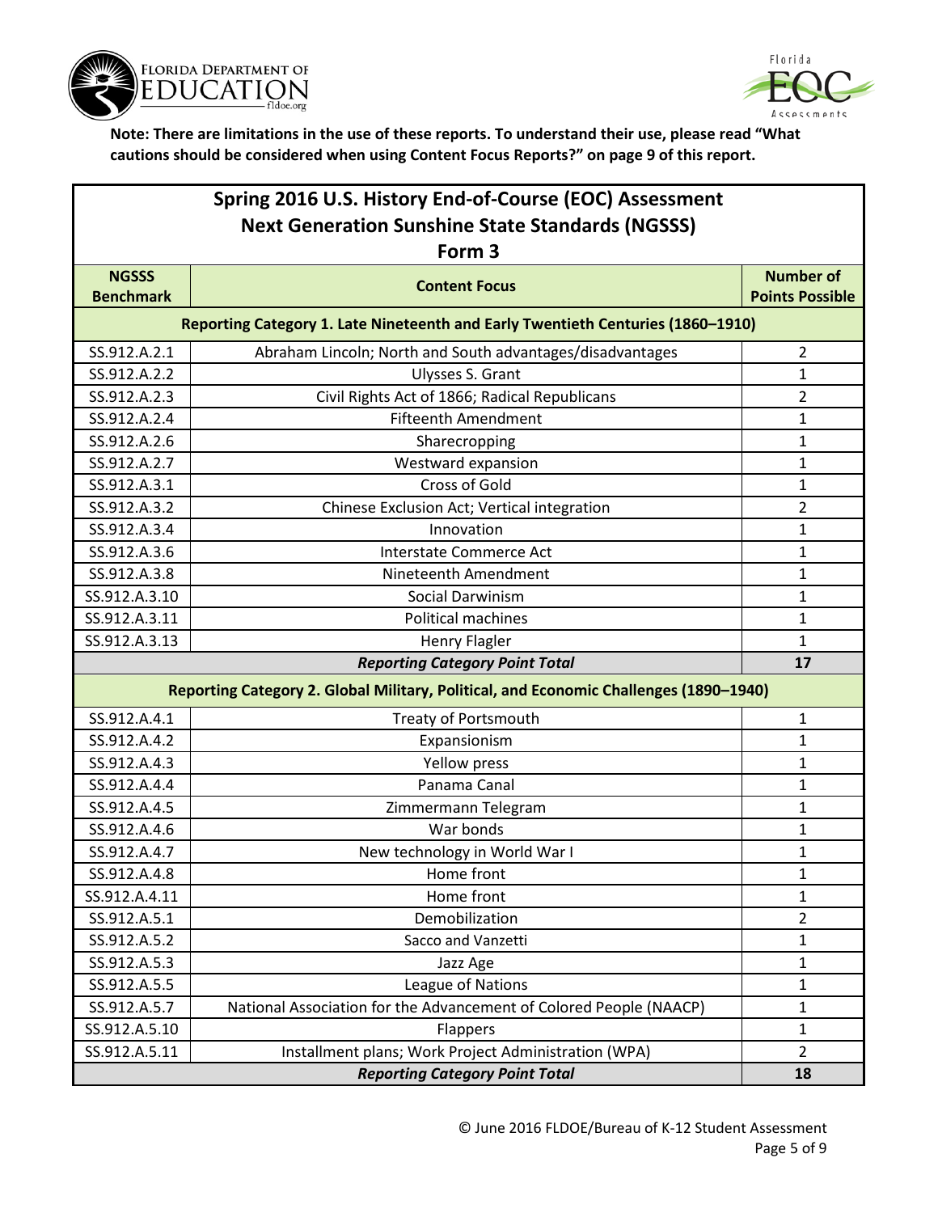**Note: There are limitations in the use of these reports. To understand their use, please read "What cautions should be considered when using Content Focus Reports?" on page 9 of this report.**

## Spring 2016 U.S. History End-of-Course (EOC) Assessment Next Generation Sunshine State Standards (NGSSS) Form 3

| NGSSS Benchmark | Content Focus | Number of Points Possible |
|---|---|---|
| **Reporting Category 1. Late Nineteenth and Early Twentieth Centuries (1860–1910)** | | |
| SS.912.A.2.1 | Abraham Lincoln; North and South advantages/disadvantages | 2 |
| SS.912.A.2.2 | Ulysses S. Grant | 1 |
| SS.912.A.2.3 | Civil Rights Act of 1866; Radical Republicans | 2 |
| SS.912.A.2.4 | Fifteenth Amendment | 1 |
| SS.912.A.2.6 | Sharecropping | 1 |
| SS.912.A.2.7 | Westward expansion | 1 |
| SS.912.A.3.1 | Cross of Gold | 1 |
| SS.912.A.3.2 | Chinese Exclusion Act; Vertical integration | 2 |
| SS.912.A.3.4 | Innovation | 1 |
| SS.912.A.3.6 | Interstate Commerce Act | 1 |
| SS.912.A.3.8 | Nineteenth Amendment | 1 |
| SS.912.A.3.10 | Social Darwinism | 1 |
| SS.912.A.3.11 | Political machines | 1 |
| SS.912.A.3.13 | Henry Flagler | 1 |
| | ***Reporting Category Point Total*** | **17** |
| **Reporting Category 2. Global Military, Political, and Economic Challenges (1890–1940)** | | |
| SS.912.A.4.1 | Treaty of Portsmouth | 1 |
| SS.912.A.4.2 | Expansionism | 1 |
| SS.912.A.4.3 | Yellow press | 1 |
| SS.912.A.4.4 | Panama Canal | 1 |
| SS.912.A.4.5 | Zimmermann Telegram | 1 |
| SS.912.A.4.6 | War bonds | 1 |
| SS.912.A.4.7 | New technology in World War I | 1 |
| SS.912.A.4.8 | Home front | 1 |
| SS.912.A.4.11 | Home front | 1 |
| SS.912.A.5.1 | Demobilization | 2 |
| SS.912.A.5.2 | Sacco and Vanzetti | 1 |
| SS.912.A.5.3 | Jazz Age | 1 |
| SS.912.A.5.5 | League of Nations | 1 |
| SS.912.A.5.7 | National Association for the Advancement of Colored People (NAACP) | 1 |
| SS.912.A.5.10 | Flappers | 1 |
| SS.912.A.5.11 | Installment plans; Work Project Administration (WPA) | 2 |
| | ***Reporting Category Point Total*** | **18** |

© June 2016 FLDOE/Bureau of K-12 Student Assessment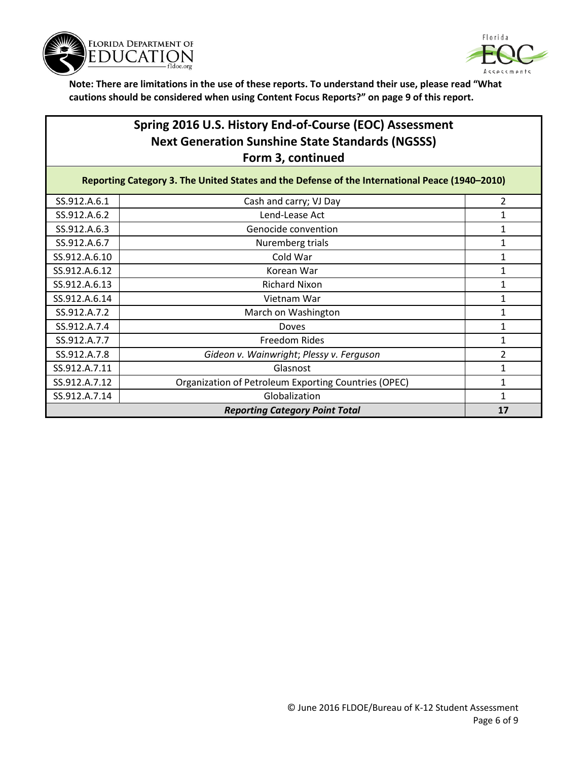**Note: There are limitations in the use of these reports. To understand their use, please read "What cautions should be considered when using Content Focus Reports?" on page 9 of this report.**

## Spring 2016 U.S. History End-of-Course (EOC) Assessment
## Next Generation Sunshine State Standards (NGSSS)
## Form 3, continued

| Reporting Category 3. The United States and the Defense of the International Peace (1940–2010) | | |
|---|---|---|
| SS.912.A.6.1 | Cash and carry; VJ Day | 2 |
| SS.912.A.6.2 | Lend-Lease Act | 1 |
| SS.912.A.6.3 | Genocide convention | 1 |
| SS.912.A.6.7 | Nuremberg trials | 1 |
| SS.912.A.6.10 | Cold War | 1 |
| SS.912.A.6.12 | Korean War | 1 |
| SS.912.A.6.13 | Richard Nixon | 1 |
| SS.912.A.6.14 | Vietnam War | 1 |
| SS.912.A.7.2 | March on Washington | 1 |
| SS.912.A.7.4 | Doves | 1 |
| SS.912.A.7.7 | Freedom Rides | 1 |
| SS.912.A.7.8 | *Gideon v. Wainwright*; *Plessy v. Ferguson* | 2 |
| SS.912.A.7.11 | Glasnost | 1 |
| SS.912.A.7.12 | Organization of Petroleum Exporting Countries (OPEC) | 1 |
| SS.912.A.7.14 | Globalization | 1 |
| ***Reporting Category Point Total*** | | **17** |

© June 2016 FLDOE/Bureau of K-12 Student Assessment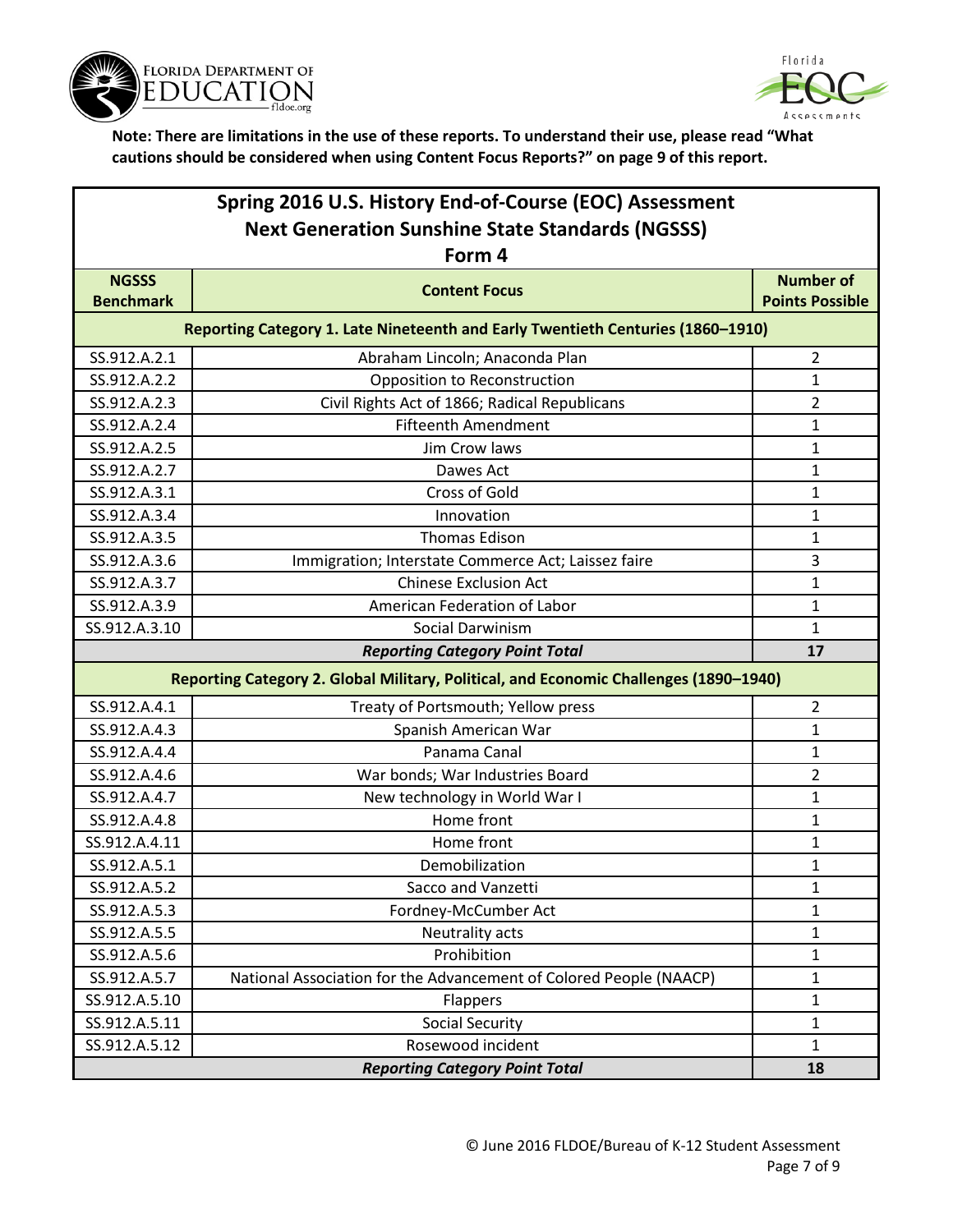**Note: There are limitations in the use of these reports. To understand their use, please read "What cautions should be considered when using Content Focus Reports?" on page 9 of this report.**

## Spring 2016 U.S. History End-of-Course (EOC) Assessment Next Generation Sunshine State Standards (NGSSS) Form 4

| NGSSS Benchmark | Content Focus | Number of Points Possible |
|---|---|---|
| **Reporting Category 1. Late Nineteenth and Early Twentieth Centuries (1860–1910)** | | |
| SS.912.A.2.1 | Abraham Lincoln; Anaconda Plan | 2 |
| SS.912.A.2.2 | Opposition to Reconstruction | 1 |
| SS.912.A.2.3 | Civil Rights Act of 1866; Radical Republicans | 2 |
| SS.912.A.2.4 | Fifteenth Amendment | 1 |
| SS.912.A.2.5 | Jim Crow laws | 1 |
| SS.912.A.2.7 | Dawes Act | 1 |
| SS.912.A.3.1 | Cross of Gold | 1 |
| SS.912.A.3.4 | Innovation | 1 |
| SS.912.A.3.5 | Thomas Edison | 1 |
| SS.912.A.3.6 | Immigration; Interstate Commerce Act; Laissez faire | 3 |
| SS.912.A.3.7 | Chinese Exclusion Act | 1 |
| SS.912.A.3.9 | American Federation of Labor | 1 |
| SS.912.A.3.10 | Social Darwinism | 1 |
| ***Reporting Category Point Total*** | | **17** |
| **Reporting Category 2. Global Military, Political, and Economic Challenges (1890–1940)** | | |
| SS.912.A.4.1 | Treaty of Portsmouth; Yellow press | 2 |
| SS.912.A.4.3 | Spanish American War | 1 |
| SS.912.A.4.4 | Panama Canal | 1 |
| SS.912.A.4.6 | War bonds; War Industries Board | 2 |
| SS.912.A.4.7 | New technology in World War I | 1 |
| SS.912.A.4.8 | Home front | 1 |
| SS.912.A.4.11 | Home front | 1 |
| SS.912.A.5.1 | Demobilization | 1 |
| SS.912.A.5.2 | Sacco and Vanzetti | 1 |
| SS.912.A.5.3 | Fordney-McCumber Act | 1 |
| SS.912.A.5.5 | Neutrality acts | 1 |
| SS.912.A.5.6 | Prohibition | 1 |
| SS.912.A.5.7 | National Association for the Advancement of Colored People (NAACP) | 1 |
| SS.912.A.5.10 | Flappers | 1 |
| SS.912.A.5.11 | Social Security | 1 |
| SS.912.A.5.12 | Rosewood incident | 1 |
| ***Reporting Category Point Total*** | | **18** |

© June 2016 FLDOE/Bureau of K-12 Student Assessment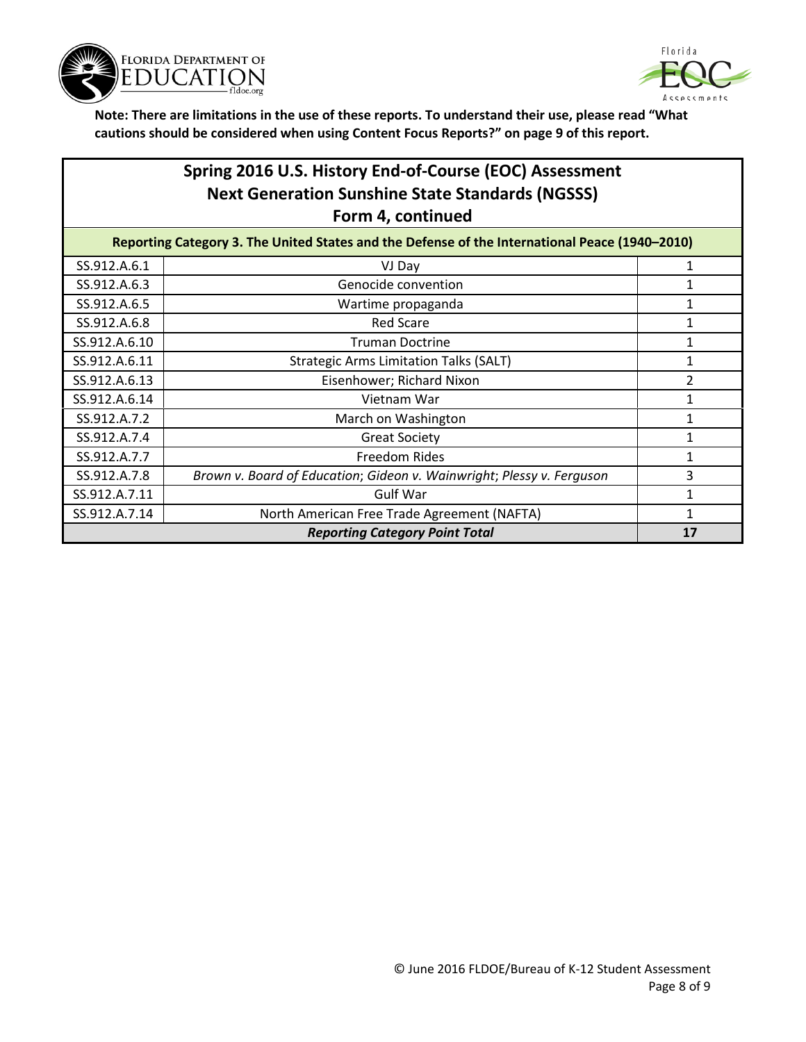**Note: There are limitations in the use of these reports. To understand their use, please read "What cautions should be considered when using Content Focus Reports?" on page 9 of this report.**

## Spring 2016 U.S. History End-of-Course (EOC) Assessment Next Generation Sunshine State Standards (NGSSS) Form 4, continued

| Reporting Category 3. The United States and the Defense of the International Peace (1940–2010) | | |
|---|---|---|
| SS.912.A.6.1 | VJ Day | 1 |
| SS.912.A.6.3 | Genocide convention | 1 |
| SS.912.A.6.5 | Wartime propaganda | 1 |
| SS.912.A.6.8 | Red Scare | 1 |
| SS.912.A.6.10 | Truman Doctrine | 1 |
| SS.912.A.6.11 | Strategic Arms Limitation Talks (SALT) | 1 |
| SS.912.A.6.13 | Eisenhower; Richard Nixon | 2 |
| SS.912.A.6.14 | Vietnam War | 1 |
| SS.912.A.7.2 | March on Washington | 1 |
| SS.912.A.7.4 | Great Society | 1 |
| SS.912.A.7.7 | Freedom Rides | 1 |
| SS.912.A.7.8 | *Brown v. Board of Education*; *Gideon v. Wainwright*; *Plessy v. Ferguson* | 3 |
| SS.912.A.7.11 | Gulf War | 1 |
| SS.912.A.7.14 | North American Free Trade Agreement (NAFTA) | 1 |
| ***Reporting Category Point Total*** | | **17** |

© June 2016 FLDOE/Bureau of K-12 Student Assessment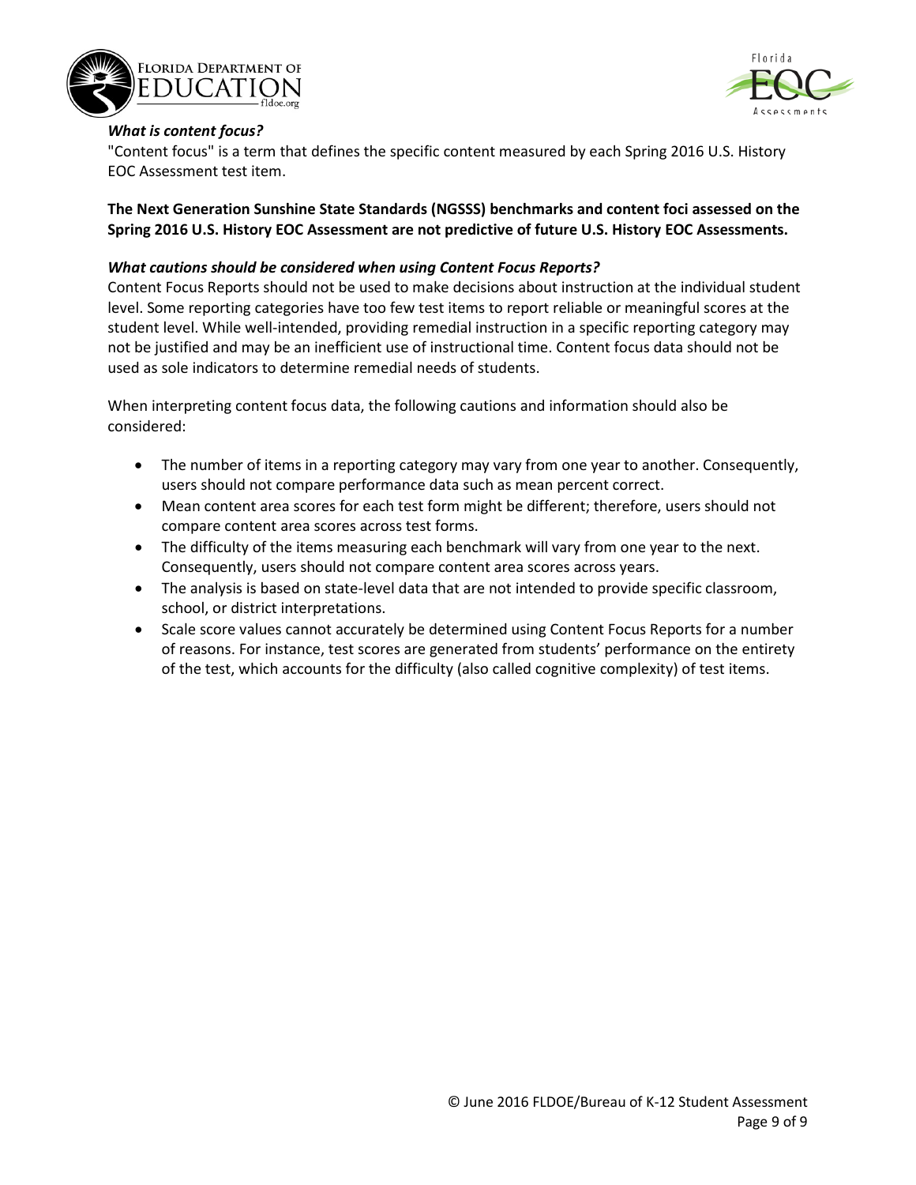### *What is content focus?*

"Content focus" is a term that defines the specific content measured by each Spring 2016 U.S. History EOC Assessment test item.

**The Next Generation Sunshine State Standards (NGSSS) benchmarks and content foci assessed on the Spring 2016 U.S. History EOC Assessment are not predictive of future U.S. History EOC Assessments.**

### *What cautions should be considered when using Content Focus Reports?*

Content Focus Reports should not be used to make decisions about instruction at the individual student level. Some reporting categories have too few test items to report reliable or meaningful scores at the student level. While well-intended, providing remedial instruction in a specific reporting category may not be justified and may be an inefficient use of instructional time. Content focus data should not be used as sole indicators to determine remedial needs of students.

When interpreting content focus data, the following cautions and information should also be considered:

- The number of items in a reporting category may vary from one year to another. Consequently, users should not compare performance data such as mean percent correct.
- Mean content area scores for each test form might be different; therefore, users should not compare content area scores across test forms.
- The difficulty of the items measuring each benchmark will vary from one year to the next. Consequently, users should not compare content area scores across years.
- The analysis is based on state-level data that are not intended to provide specific classroom, school, or district interpretations.
- Scale score values cannot accurately be determined using Content Focus Reports for a number of reasons. For instance, test scores are generated from students' performance on the entirety of the test, which accounts for the difficulty (also called cognitive complexity) of test items.